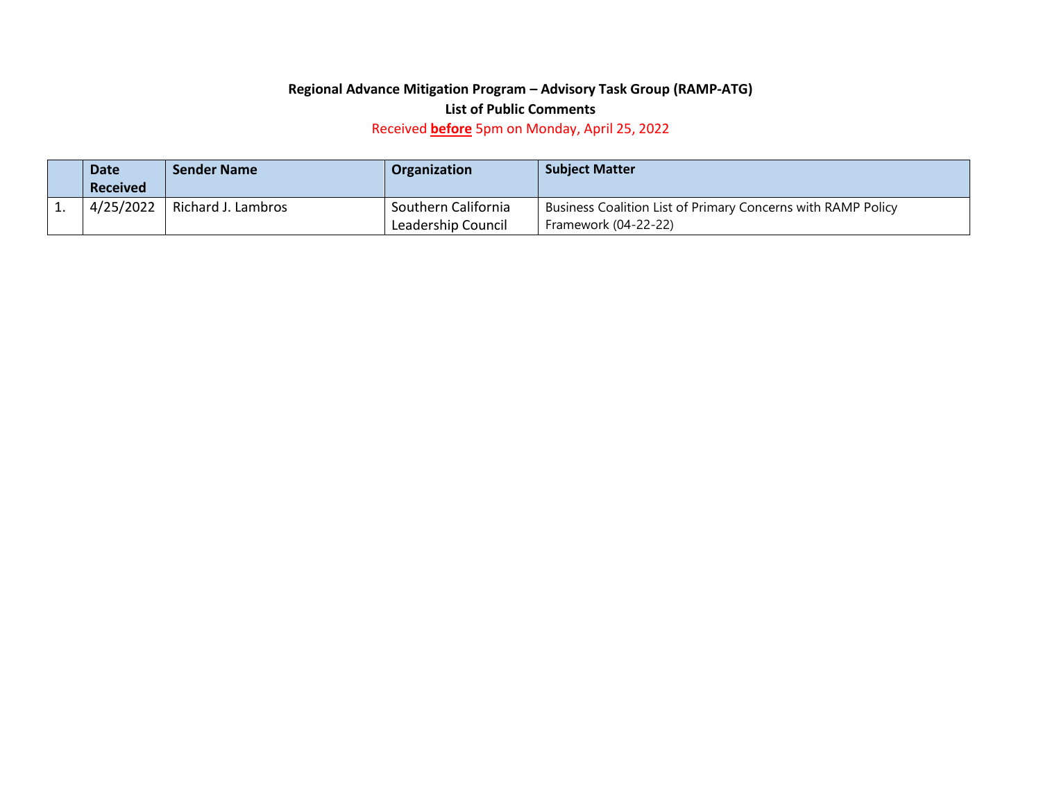**Regional Advance Mitigation Program – Advisory Task Group (RAMP-ATG)**

**List of Public Comments**

Received **before** 5pm on Monday, April 25, 2022

| | Date Received | Sender Name | Organization | Subject Matter |
|---|---|---|---|---|
| 1. | 4/25/2022 | Richard J. Lambros | Southern California Leadership Council | Business Coalition List of Primary Concerns with RAMP Policy Framework (04-22-22) |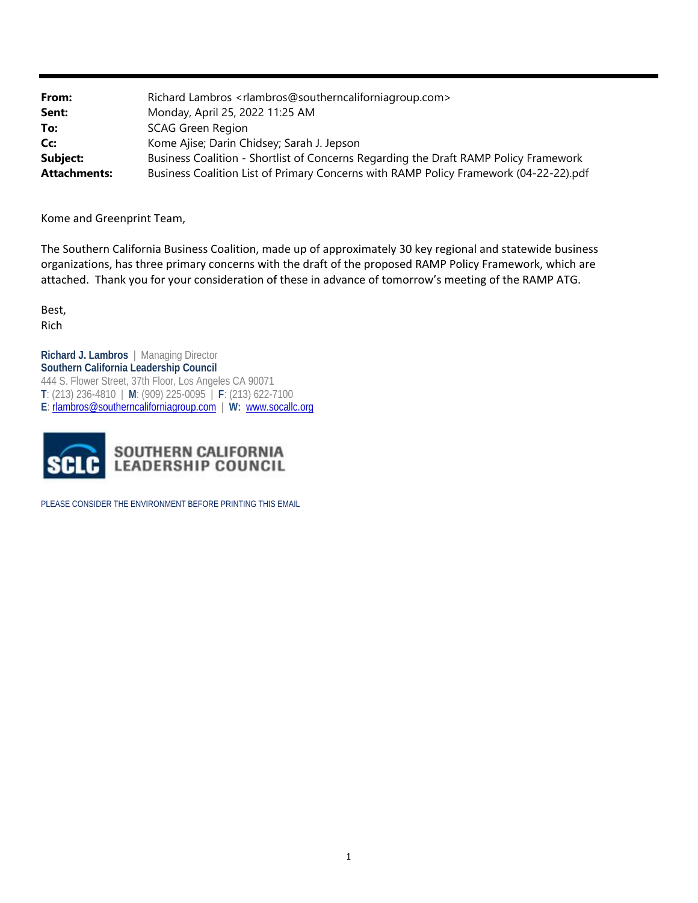| | |
|---|---|
| **From:** | Richard Lambros <rlambros@southerncaliforniagroup.com> |
| **Sent:** | Monday, April 25, 2022 11:25 AM |
| **To:** | SCAG Green Region |
| **Cc:** | Kome Ajise; Darin Chidsey; Sarah J. Jepson |
| **Subject:** | Business Coalition - Shortlist of Concerns Regarding the Draft RAMP Policy Framework |
| **Attachments:** | Business Coalition List of Primary Concerns with RAMP Policy Framework (04-22-22).pdf |

Kome and Greenprint Team,

The Southern California Business Coalition, made up of approximately 30 key regional and statewide business organizations, has three primary concerns with the draft of the proposed RAMP Policy Framework, which are attached. Thank you for your consideration of these in advance of tomorrow's meeting of the RAMP ATG.

Best,
Rich

**Richard J. Lambros** | Managing Director
**Southern California Leadership Council**
444 S. Flower Street, 37th Floor, Los Angeles CA 90071
**T**: (213) 236-4810 | **M**: (909) 225-0095 | **F**: (213) 622-7100
**E**: rlambros@southerncaliforniagroup.com | **W:** www.socallc.org

SCLC SOUTHERN CALIFORNIA LEADERSHIP COUNCIL

PLEASE CONSIDER THE ENVIRONMENT BEFORE PRINTING THIS EMAIL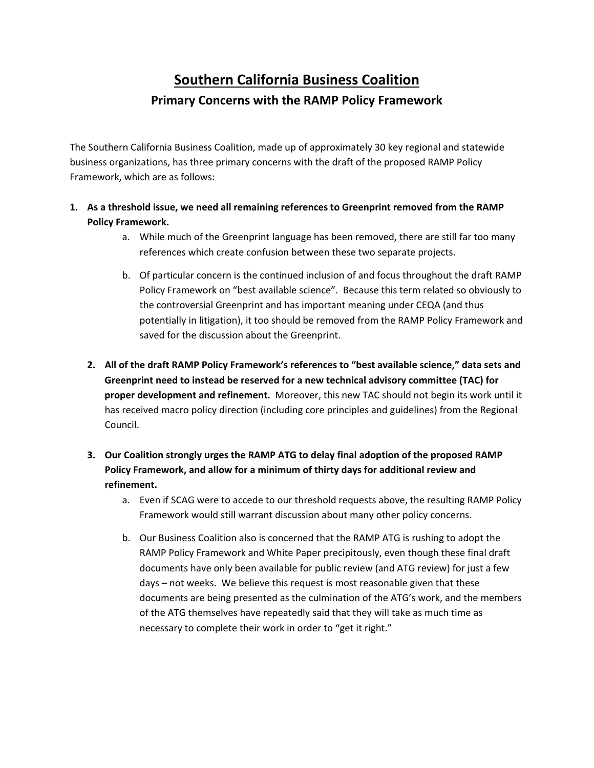# Southern California Business Coalition

## Primary Concerns with the RAMP Policy Framework

The Southern California Business Coalition, made up of approximately 30 key regional and statewide business organizations, has three primary concerns with the draft of the proposed RAMP Policy Framework, which are as follows:

1. **As a threshold issue, we need all remaining references to Greenprint removed from the RAMP Policy Framework.**
   a. While much of the Greenprint language has been removed, there are still far too many references which create confusion between these two separate projects.
   b. Of particular concern is the continued inclusion of and focus throughout the draft RAMP Policy Framework on "best available science". Because this term related so obviously to the controversial Greenprint and has important meaning under CEQA (and thus potentially in litigation), it too should be removed from the RAMP Policy Framework and saved for the discussion about the Greenprint.

2. **All of the draft RAMP Policy Framework's references to "best available science," data sets and Greenprint need to instead be reserved for a new technical advisory committee (TAC) for proper development and refinement.** Moreover, this new TAC should not begin its work until it has received macro policy direction (including core principles and guidelines) from the Regional Council.

3. **Our Coalition strongly urges the RAMP ATG to delay final adoption of the proposed RAMP Policy Framework, and allow for a minimum of thirty days for additional review and refinement.**
   a. Even if SCAG were to accede to our threshold requests above, the resulting RAMP Policy Framework would still warrant discussion about many other policy concerns.
   b. Our Business Coalition also is concerned that the RAMP ATG is rushing to adopt the RAMP Policy Framework and White Paper precipitously, even though these final draft documents have only been available for public review (and ATG review) for just a few days – not weeks. We believe this request is most reasonable given that these documents are being presented as the culmination of the ATG's work, and the members of the ATG themselves have repeatedly said that they will take as much time as necessary to complete their work in order to "get it right."